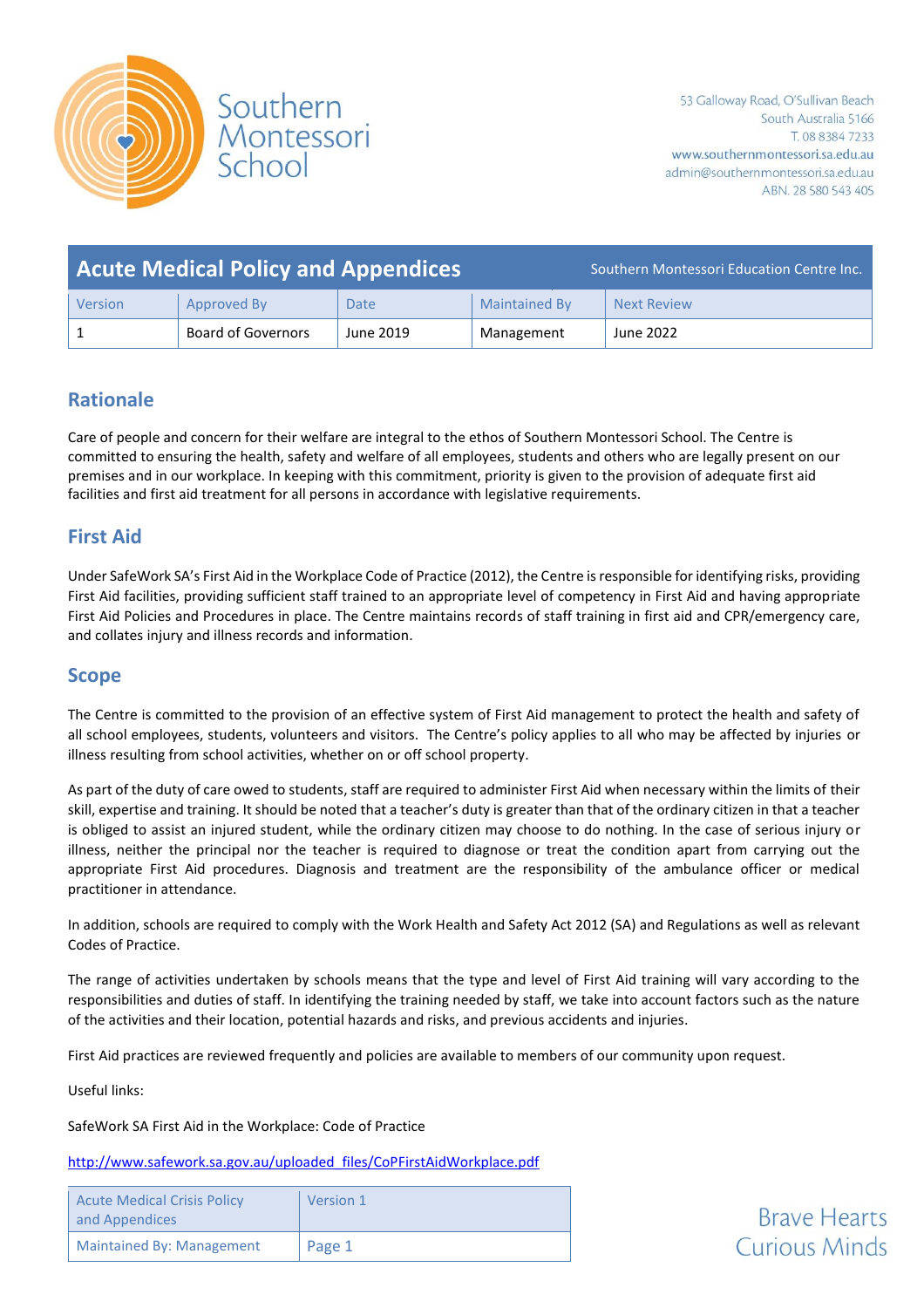Southern Montessori School

53 Galloway Road, O'Sullivan Beach
South Australia 5166
T. 08 8384 7233
www.southernmontessori.sa.edu.au
admin@southernmontessori.sa.edu.au
ABN. 28 580 543 405

# Acute Medical Policy and Appendices

Southern Montessori Education Centre Inc.

| Version | Approved By | Date | Maintained By | Next Review |
|---|---|---|---|---|
| 1 | Board of Governors | June 2019 | Management | June 2022 |

## Rationale

Care of people and concern for their welfare are integral to the ethos of Southern Montessori School. The Centre is committed to ensuring the health, safety and welfare of all employees, students and others who are legally present on our premises and in our workplace. In keeping with this commitment, priority is given to the provision of adequate first aid facilities and first aid treatment for all persons in accordance with legislative requirements.

## First Aid

Under SafeWork SA's First Aid in the Workplace Code of Practice (2012), the Centre is responsible for identifying risks, providing First Aid facilities, providing sufficient staff trained to an appropriate level of competency in First Aid and having appropriate First Aid Policies and Procedures in place. The Centre maintains records of staff training in first aid and CPR/emergency care, and collates injury and illness records and information.

## Scope

The Centre is committed to the provision of an effective system of First Aid management to protect the health and safety of all school employees, students, volunteers and visitors. The Centre's policy applies to all who may be affected by injuries or illness resulting from school activities, whether on or off school property.

As part of the duty of care owed to students, staff are required to administer First Aid when necessary within the limits of their skill, expertise and training. It should be noted that a teacher's duty is greater than that of the ordinary citizen in that a teacher is obliged to assist an injured student, while the ordinary citizen may choose to do nothing. In the case of serious injury or illness, neither the principal nor the teacher is required to diagnose or treat the condition apart from carrying out the appropriate First Aid procedures. Diagnosis and treatment are the responsibility of the ambulance officer or medical practitioner in attendance.

In addition, schools are required to comply with the Work Health and Safety Act 2012 (SA) and Regulations as well as relevant Codes of Practice.

The range of activities undertaken by schools means that the type and level of First Aid training will vary according to the responsibilities and duties of staff. In identifying the training needed by staff, we take into account factors such as the nature of the activities and their location, potential hazards and risks, and previous accidents and injuries.

First Aid practices are reviewed frequently and policies are available to members of our community upon request.

Useful links:

SafeWork SA First Aid in the Workplace: Code of Practice

http://www.safework.sa.gov.au/uploaded_files/CoPFirstAidWorkplace.pdf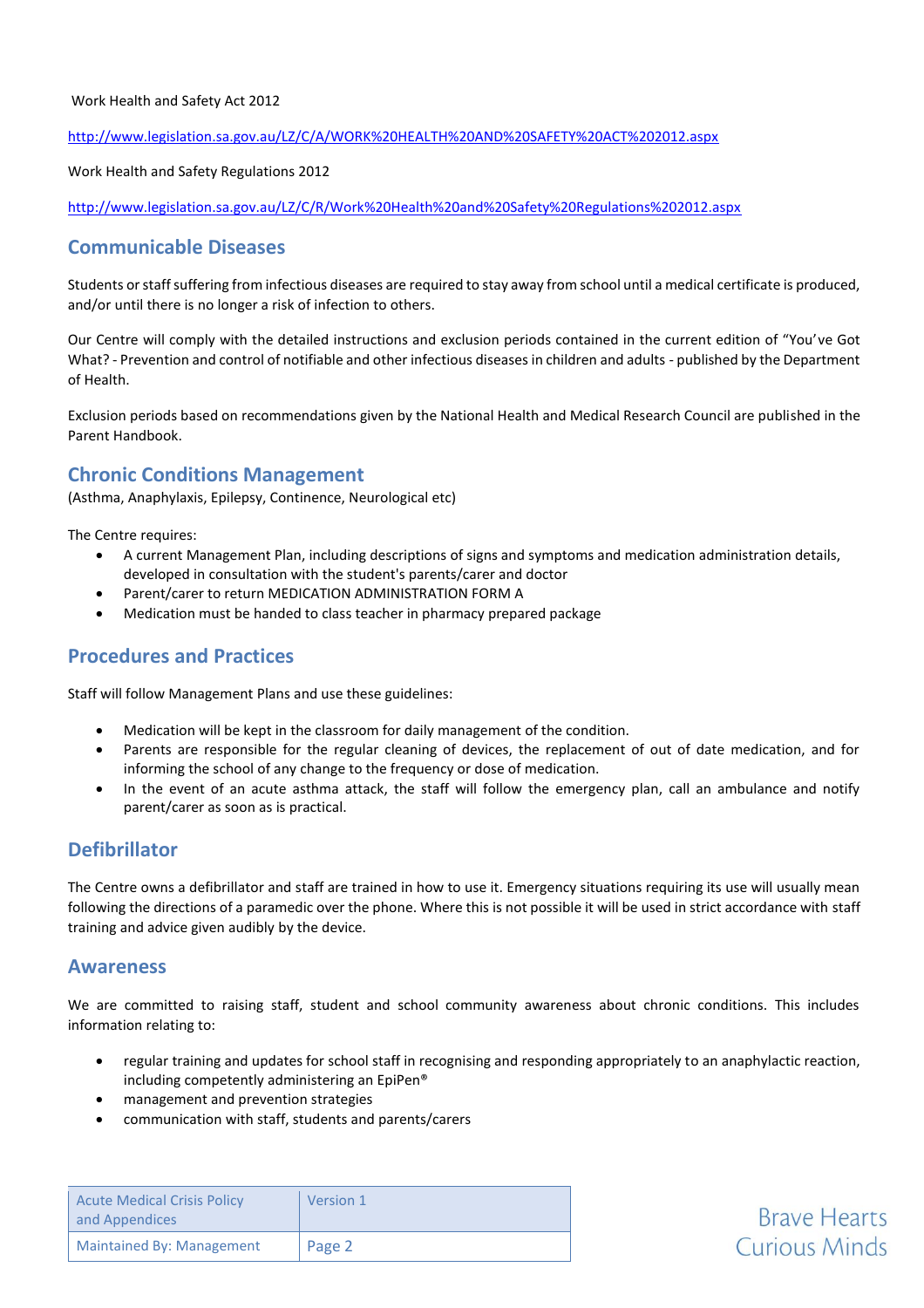Work Health and Safety Act 2012

http://www.legislation.sa.gov.au/LZ/C/A/WORK%20HEALTH%20AND%20SAFETY%20ACT%202012.aspx

Work Health and Safety Regulations 2012

http://www.legislation.sa.gov.au/LZ/C/R/Work%20Health%20and%20Safety%20Regulations%202012.aspx

## Communicable Diseases

Students or staff suffering from infectious diseases are required to stay away from school until a medical certificate is produced, and/or until there is no longer a risk of infection to others.

Our Centre will comply with the detailed instructions and exclusion periods contained in the current edition of "You've Got What? - Prevention and control of notifiable and other infectious diseases in children and adults - published by the Department of Health.

Exclusion periods based on recommendations given by the National Health and Medical Research Council are published in the Parent Handbook.

## Chronic Conditions Management

(Asthma, Anaphylaxis, Epilepsy, Continence, Neurological etc)

The Centre requires:

- A current Management Plan, including descriptions of signs and symptoms and medication administration details, developed in consultation with the student's parents/carer and doctor
- Parent/carer to return MEDICATION ADMINISTRATION FORM A
- Medication must be handed to class teacher in pharmacy prepared package

## Procedures and Practices

Staff will follow Management Plans and use these guidelines:

- Medication will be kept in the classroom for daily management of the condition.
- Parents are responsible for the regular cleaning of devices, the replacement of out of date medication, and for informing the school of any change to the frequency or dose of medication.
- In the event of an acute asthma attack, the staff will follow the emergency plan, call an ambulance and notify parent/carer as soon as is practical.

## Defibrillator

The Centre owns a defibrillator and staff are trained in how to use it. Emergency situations requiring its use will usually mean following the directions of a paramedic over the phone. Where this is not possible it will be used in strict accordance with staff training and advice given audibly by the device.

## Awareness

We are committed to raising staff, student and school community awareness about chronic conditions. This includes information relating to:

- regular training and updates for school staff in recognising and responding appropriately to an anaphylactic reaction, including competently administering an EpiPen®
- management and prevention strategies
- communication with staff, students and parents/carers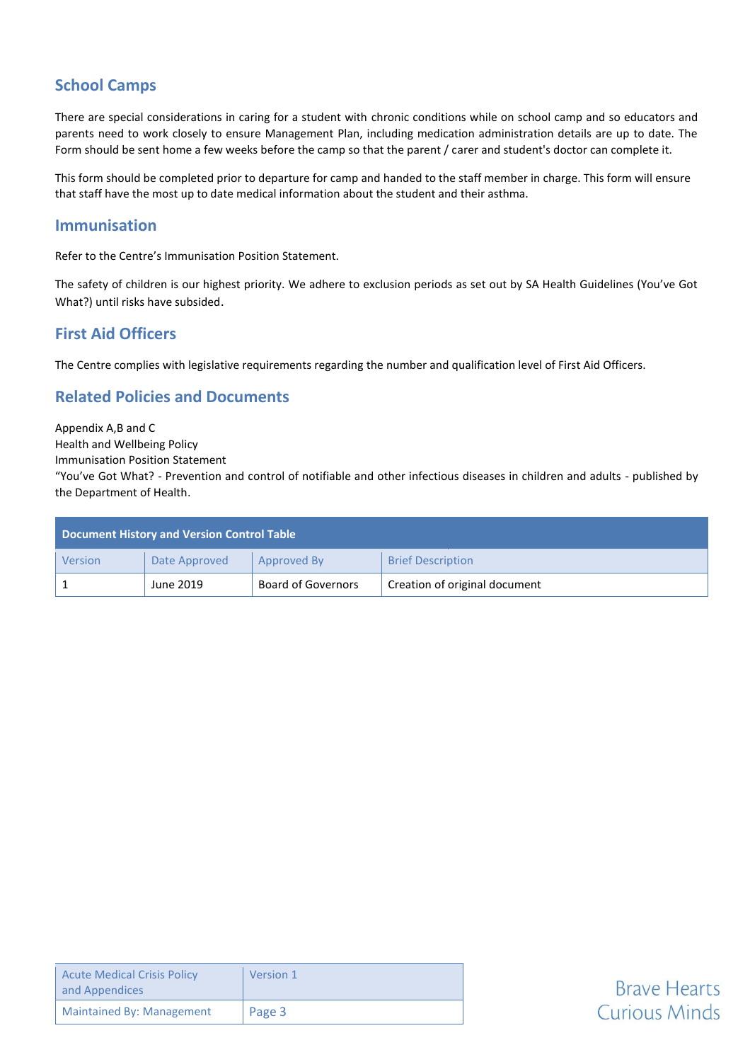## School Camps

There are special considerations in caring for a student with chronic conditions while on school camp and so educators and parents need to work closely to ensure Management Plan, including medication administration details are up to date. The Form should be sent home a few weeks before the camp so that the parent / carer and student's doctor can complete it.

This form should be completed prior to departure for camp and handed to the staff member in charge. This form will ensure that staff have the most up to date medical information about the student and their asthma.

## Immunisation

Refer to the Centre's Immunisation Position Statement.

The safety of children is our highest priority. We adhere to exclusion periods as set out by SA Health Guidelines (You've Got What?) until risks have subsided.

## First Aid Officers

The Centre complies with legislative requirements regarding the number and qualification level of First Aid Officers.

## Related Policies and Documents

Appendix A,B and C
Health and Wellbeing Policy
Immunisation Position Statement
"You've Got What? - Prevention and control of notifiable and other infectious diseases in children and adults - published by the Department of Health.

| Document History and Version Control Table | | | |
|---|---|---|---|
| Version | Date Approved | Approved By | Brief Description |
| 1 | June 2019 | Board of Governors | Creation of original document |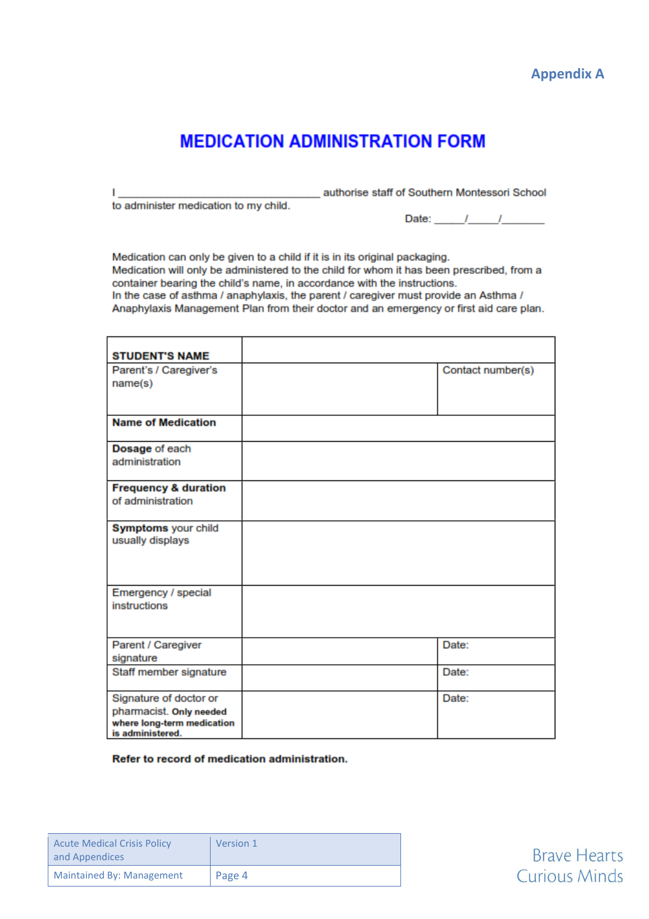Appendix A

# MEDICATION ADMINISTRATION FORM

I ___________________________________ authorise staff of Southern Montessori School to administer medication to my child.

Date: _____/_____/_______

Medication can only be given to a child if it is in its original packaging.
Medication will only be administered to the child for whom it has been prescribed, from a container bearing the child's name, in accordance with the instructions.
In the case of asthma / anaphylaxis, the parent / caregiver must provide an Asthma / Anaphylaxis Management Plan from their doctor and an emergency or first aid care plan.

| **STUDENT'S NAME** | | |
|---|---|---|
| Parent's / Caregiver's name(s) | | Contact number(s) |
| **Name of Medication** | | |
| **Dosage** of each administration | | |
| **Frequency & duration** of administration | | |
| **Symptoms** your child usually displays | | |
| Emergency / special instructions | | |
| Parent / Caregiver signature | | Date: |
| Staff member signature | | Date: |
| Signature of doctor or pharmacist. **Only needed where long-term medication is administered.** | | Date: |

**Refer to record of medication administration.**

| Acute Medical Crisis Policy and Appendices | Version 1 |
|---|---|
| Maintained By: Management | Page 4 |

Brave Hearts
Curious Minds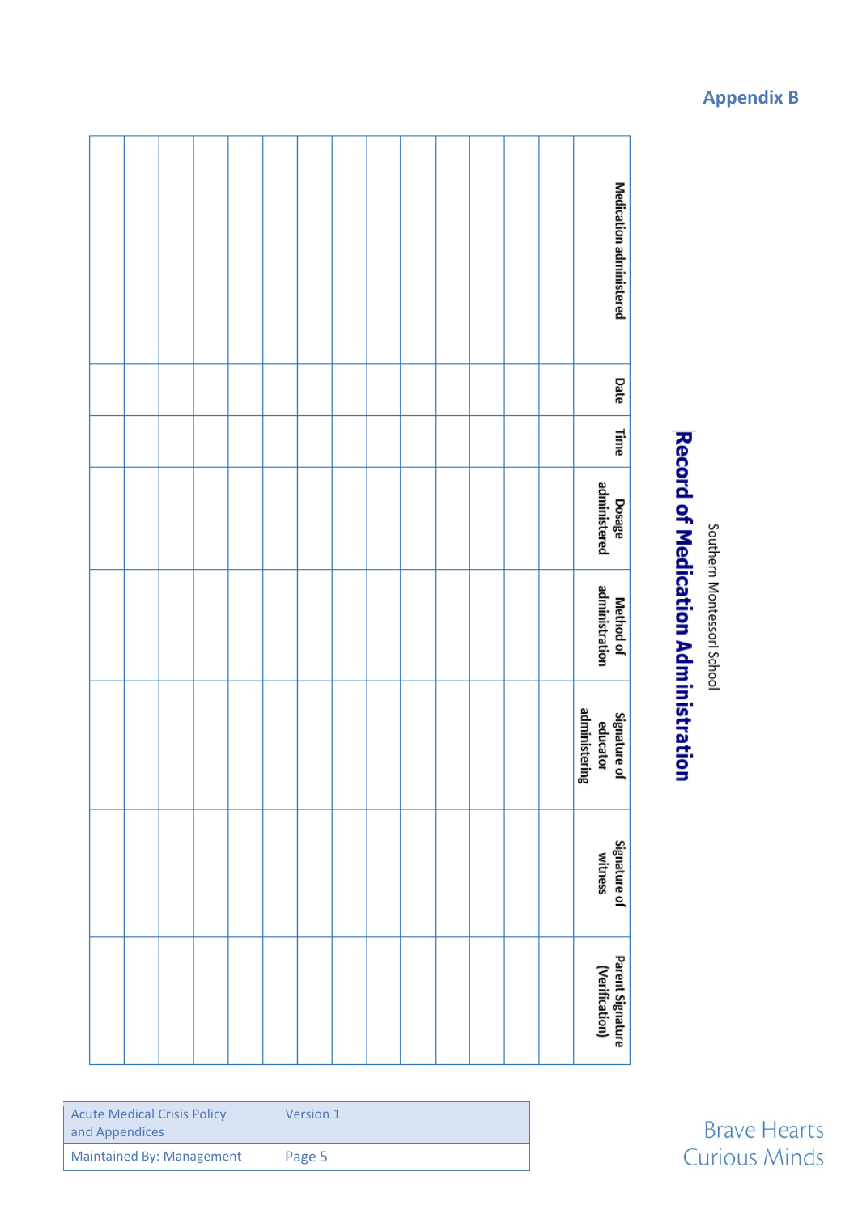## Appendix B

Southern Montessori School

# Record of Medication Administration

| Medication administered | Date | Time | Dosage administered | Method of administration | Signature of educator administering | Signature of witness | Parent Signature (Verification) |
|---|---|---|---|---|---|---|---|
| | | | | | | | |
| | | | | | | | |
| | | | | | | | |
| | | | | | | | |
| | | | | | | | |
| | | | | | | | |
| | | | | | | | |
| | | | | | | | |
| | | | | | | | |
| | | | | | | | |
| | | | | | | | |
| | | | | | | | |
| | | | | | | | |
| | | | | | | | |
| | | | | | | | |

| Acute Medical Crisis Policy and Appendices | Version 1 |
|---|---|
| Maintained By: Management | Page 5 |

Brave Hearts Curious Minds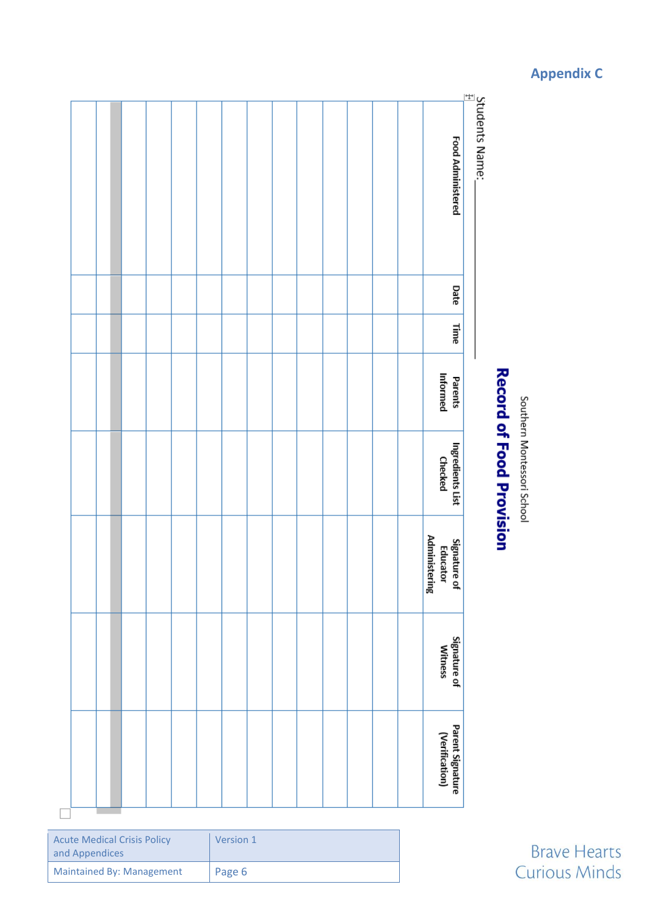## Appendix C

Southern Montessori School

# Record of Food Provision

Students Name:\_\_\_\_\_\_\_\_\_\_\_\_\_\_\_\_\_\_\_\_

| Food Administered | Date | Time | Parents Informed | Ingredients List Checked | Signature of Educator Administering | Signature of Witness | Parent Signature (Verification) |
|---|---|---|---|---|---|---|---|
| | | | | | | | |
| | | | | | | | |
| | | | | | | | |
| | | | | | | | |
| | | | | | | | |
| | | | | | | | |
| | | | | | | | |
| | | | | | | | |
| | | | | | | | |
| | | | | | | | |
| | | | | | | | |
| | | | | | | | |
| | | | | | | | |
| | | | | | | | |

| Acute Medical Crisis Policy and Appendices | Version 1 |
|---|---|
| Maintained By: Management | Page 6 |

Brave Hearts
Curious Minds